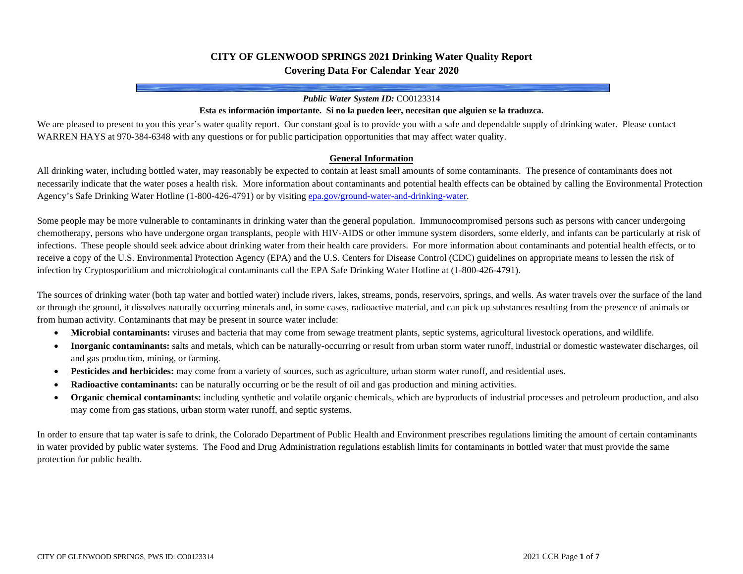# CITY OF GLENWOOD SPRINGS 2021 Drinking Water Quality Report
## Covering Data For Calendar Year 2020

***Public Water System ID:*** CO0123314

**Esta es información importante. Si no la pueden leer, necesitan que alguien se la traduzca.**

We are pleased to present to you this year's water quality report. Our constant goal is to provide you with a safe and dependable supply of drinking water. Please contact WARREN HAYS at 970-384-6348 with any questions or for public participation opportunities that may affect water quality.

### General Information

All drinking water, including bottled water, may reasonably be expected to contain at least small amounts of some contaminants. The presence of contaminants does not necessarily indicate that the water poses a health risk. More information about contaminants and potential health effects can be obtained by calling the Environmental Protection Agency's Safe Drinking Water Hotline (1-800-426-4791) or by visiting epa.gov/ground-water-and-drinking-water.

Some people may be more vulnerable to contaminants in drinking water than the general population. Immunocompromised persons such as persons with cancer undergoing chemotherapy, persons who have undergone organ transplants, people with HIV-AIDS or other immune system disorders, some elderly, and infants can be particularly at risk of infections. These people should seek advice about drinking water from their health care providers. For more information about contaminants and potential health effects, or to receive a copy of the U.S. Environmental Protection Agency (EPA) and the U.S. Centers for Disease Control (CDC) guidelines on appropriate means to lessen the risk of infection by Cryptosporidium and microbiological contaminants call the EPA Safe Drinking Water Hotline at (1-800-426-4791).

The sources of drinking water (both tap water and bottled water) include rivers, lakes, streams, ponds, reservoirs, springs, and wells. As water travels over the surface of the land or through the ground, it dissolves naturally occurring minerals and, in some cases, radioactive material, and can pick up substances resulting from the presence of animals or from human activity. Contaminants that may be present in source water include:

- **Microbial contaminants:** viruses and bacteria that may come from sewage treatment plants, septic systems, agricultural livestock operations, and wildlife.
- **Inorganic contaminants:** salts and metals, which can be naturally-occurring or result from urban storm water runoff, industrial or domestic wastewater discharges, oil and gas production, mining, or farming.
- **Pesticides and herbicides:** may come from a variety of sources, such as agriculture, urban storm water runoff, and residential uses.
- **Radioactive contaminants:** can be naturally occurring or be the result of oil and gas production and mining activities.
- **Organic chemical contaminants:** including synthetic and volatile organic chemicals, which are byproducts of industrial processes and petroleum production, and also may come from gas stations, urban storm water runoff, and septic systems.

In order to ensure that tap water is safe to drink, the Colorado Department of Public Health and Environment prescribes regulations limiting the amount of certain contaminants in water provided by public water systems. The Food and Drug Administration regulations establish limits for contaminants in bottled water that must provide the same protection for public health.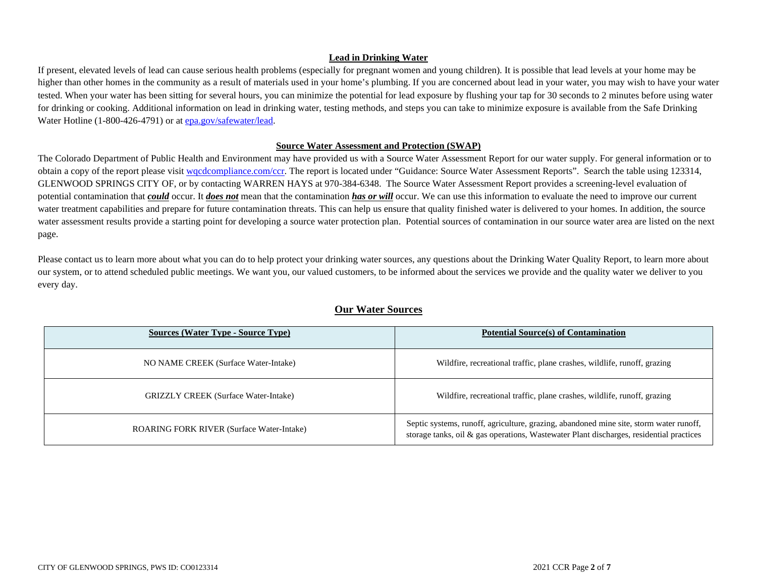## Lead in Drinking Water

If present, elevated levels of lead can cause serious health problems (especially for pregnant women and young children). It is possible that lead levels at your home may be higher than other homes in the community as a result of materials used in your home's plumbing. If you are concerned about lead in your water, you may wish to have your water tested. When your water has been sitting for several hours, you can minimize the potential for lead exposure by flushing your tap for 30 seconds to 2 minutes before using water for drinking or cooking. Additional information on lead in drinking water, testing methods, and steps you can take to minimize exposure is available from the Safe Drinking Water Hotline (1-800-426-4791) or at epa.gov/safewater/lead.

## Source Water Assessment and Protection (SWAP)

The Colorado Department of Public Health and Environment may have provided us with a Source Water Assessment Report for our water supply. For general information or to obtain a copy of the report please visit wqcdcompliance.com/ccr. The report is located under "Guidance: Source Water Assessment Reports". Search the table using 123314, GLENWOOD SPRINGS CITY OF, or by contacting WARREN HAYS at 970-384-6348. The Source Water Assessment Report provides a screening-level evaluation of potential contamination that ***could*** occur. It ***does not*** mean that the contamination ***has or will*** occur. We can use this information to evaluate the need to improve our current water treatment capabilities and prepare for future contamination threats. This can help us ensure that quality finished water is delivered to your homes. In addition, the source water assessment results provide a starting point for developing a source water protection plan. Potential sources of contamination in our source water area are listed on the next page.

Please contact us to learn more about what you can do to help protect your drinking water sources, any questions about the Drinking Water Quality Report, to learn more about our system, or to attend scheduled public meetings. We want you, our valued customers, to be informed about the services we provide and the quality water we deliver to you every day.

## Our Water Sources

| Sources (Water Type - Source Type) | Potential Source(s) of Contamination |
|---|---|
| NO NAME CREEK (Surface Water-Intake) | Wildfire, recreational traffic, plane crashes, wildlife, runoff, grazing |
| GRIZZLY CREEK (Surface Water-Intake) | Wildfire, recreational traffic, plane crashes, wildlife, runoff, grazing |
| ROARING FORK RIVER (Surface Water-Intake) | Septic systems, runoff, agriculture, grazing, abandoned mine site, storm water runoff, storage tanks, oil & gas operations, Wastewater Plant discharges, residential practices |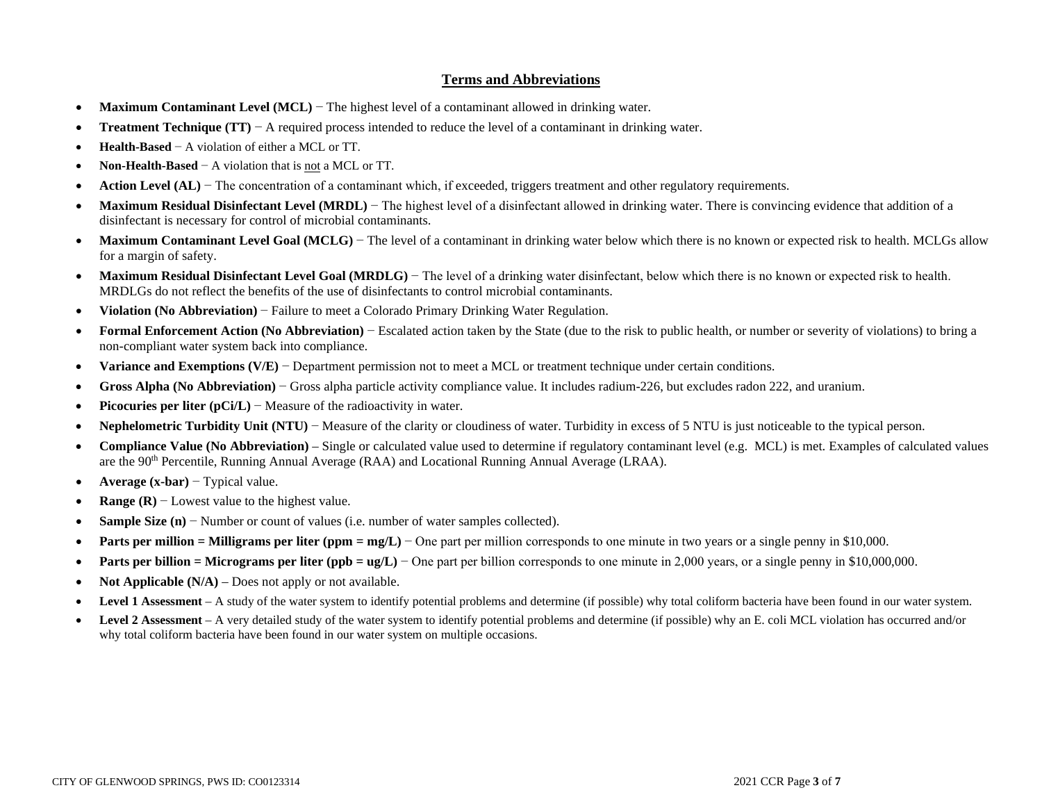## Terms and Abbreviations

- **Maximum Contaminant Level (MCL)** − The highest level of a contaminant allowed in drinking water.
- **Treatment Technique (TT)** − A required process intended to reduce the level of a contaminant in drinking water.
- **Health-Based** − A violation of either a MCL or TT.
- **Non-Health-Based** − A violation that is not a MCL or TT.
- **Action Level (AL)** − The concentration of a contaminant which, if exceeded, triggers treatment and other regulatory requirements.
- **Maximum Residual Disinfectant Level (MRDL)** − The highest level of a disinfectant allowed in drinking water. There is convincing evidence that addition of a disinfectant is necessary for control of microbial contaminants.
- **Maximum Contaminant Level Goal (MCLG)** − The level of a contaminant in drinking water below which there is no known or expected risk to health. MCLGs allow for a margin of safety.
- **Maximum Residual Disinfectant Level Goal (MRDLG)** − The level of a drinking water disinfectant, below which there is no known or expected risk to health. MRDLGs do not reflect the benefits of the use of disinfectants to control microbial contaminants.
- **Violation (No Abbreviation)** − Failure to meet a Colorado Primary Drinking Water Regulation.
- **Formal Enforcement Action (No Abbreviation)** − Escalated action taken by the State (due to the risk to public health, or number or severity of violations) to bring a non-compliant water system back into compliance.
- **Variance and Exemptions (V/E)** − Department permission not to meet a MCL or treatment technique under certain conditions.
- **Gross Alpha (No Abbreviation)** − Gross alpha particle activity compliance value. It includes radium-226, but excludes radon 222, and uranium.
- **Picocuries per liter (pCi/L)** − Measure of the radioactivity in water.
- **Nephelometric Turbidity Unit (NTU)** − Measure of the clarity or cloudiness of water. Turbidity in excess of 5 NTU is just noticeable to the typical person.
- **Compliance Value (No Abbreviation)** – Single or calculated value used to determine if regulatory contaminant level (e.g. MCL) is met. Examples of calculated values are the 90th Percentile, Running Annual Average (RAA) and Locational Running Annual Average (LRAA).
- **Average (x-bar)** − Typical value.
- **Range (R)** − Lowest value to the highest value.
- **Sample Size (n)** − Number or count of values (i.e. number of water samples collected).
- **Parts per million = Milligrams per liter (ppm = mg/L)** − One part per million corresponds to one minute in two years or a single penny in $10,000.
- **Parts per billion = Micrograms per liter (ppb = ug/L)** − One part per billion corresponds to one minute in 2,000 years, or a single penny in $10,000,000.
- **Not Applicable (N/A)** – Does not apply or not available.
- **Level 1 Assessment** – A study of the water system to identify potential problems and determine (if possible) why total coliform bacteria have been found in our water system.
- **Level 2 Assessment** – A very detailed study of the water system to identify potential problems and determine (if possible) why an E. coli MCL violation has occurred and/or why total coliform bacteria have been found in our water system on multiple occasions.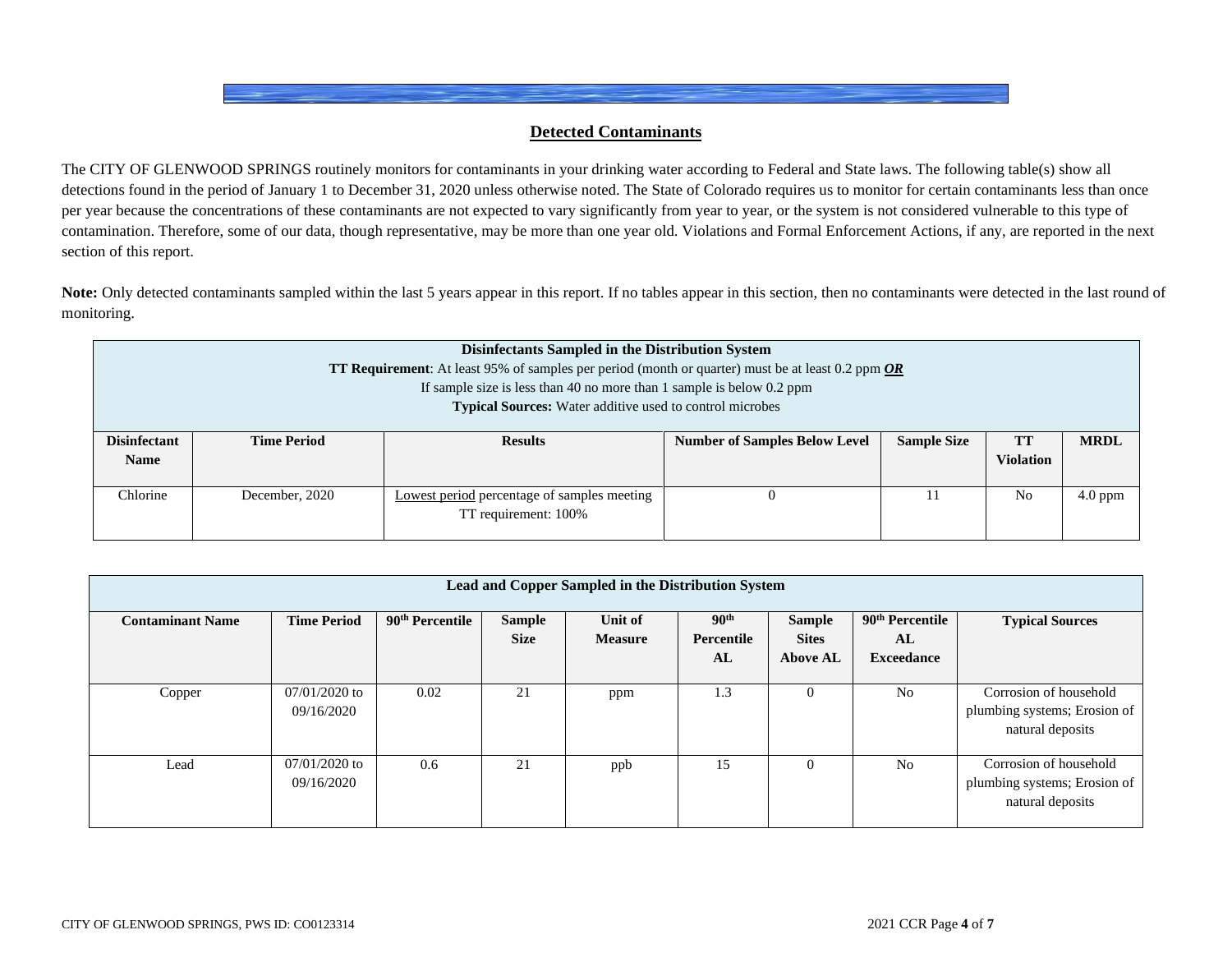## Detected Contaminants

The CITY OF GLENWOOD SPRINGS routinely monitors for contaminants in your drinking water according to Federal and State laws. The following table(s) show all detections found in the period of January 1 to December 31, 2020 unless otherwise noted. The State of Colorado requires us to monitor for certain contaminants less than once per year because the concentrations of these contaminants are not expected to vary significantly from year to year, or the system is not considered vulnerable to this type of contamination. Therefore, some of our data, though representative, may be more than one year old. Violations and Formal Enforcement Actions, if any, are reported in the next section of this report.

**Note:** Only detected contaminants sampled within the last 5 years appear in this report. If no tables appear in this section, then no contaminants were detected in the last round of monitoring.

**Disinfectants Sampled in the Distribution System**
**TT Requirement**: At least 95% of samples per period (month or quarter) must be at least 0.2 ppm ***OR***
If sample size is less than 40 no more than 1 sample is below 0.2 ppm
**Typical Sources:** Water additive used to control microbes

| Disinfectant Name | Time Period | Results | Number of Samples Below Level | Sample Size | TT Violation | MRDL |
|---|---|---|---|---|---|---|
| Chlorine | December, 2020 | Lowest period percentage of samples meeting TT requirement: 100% | 0 | 11 | No | 4.0 ppm |

**Lead and Copper Sampled in the Distribution System**

| Contaminant Name | Time Period | 90th Percentile | Sample Size | Unit of Measure | 90th Percentile AL | Sample Sites Above AL | 90th Percentile AL Exceedance | Typical Sources |
|---|---|---|---|---|---|---|---|---|
| Copper | 07/01/2020 to 09/16/2020 | 0.02 | 21 | ppm | 1.3 | 0 | No | Corrosion of household plumbing systems; Erosion of natural deposits |
| Lead | 07/01/2020 to 09/16/2020 | 0.6 | 21 | ppb | 15 | 0 | No | Corrosion of household plumbing systems; Erosion of natural deposits |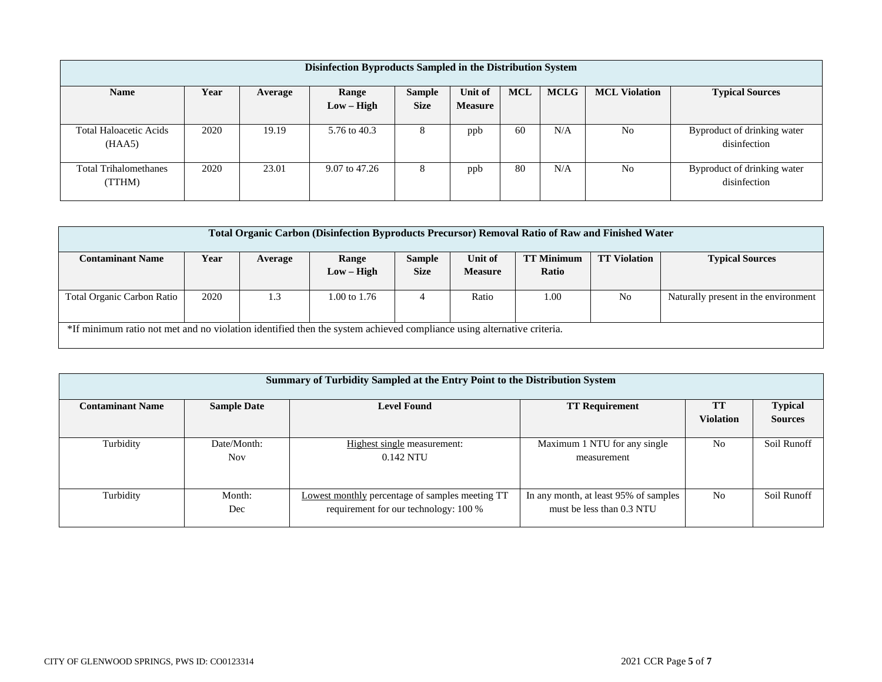| Disinfection Byproducts Sampled in the Distribution System | | | | | | | | | |
|---|---|---|---|---|---|---|---|---|---|
| **Name** | **Year** | **Average** | **Range Low – High** | **Sample Size** | **Unit of Measure** | **MCL** | **MCLG** | **MCL Violation** | **Typical Sources** |
| Total Haloacetic Acids (HAA5) | 2020 | 19.19 | 5.76 to 40.3 | 8 | ppb | 60 | N/A | No | Byproduct of drinking water disinfection |
| Total Trihalomethanes (TTHM) | 2020 | 23.01 | 9.07 to 47.26 | 8 | ppb | 80 | N/A | No | Byproduct of drinking water disinfection |

| Total Organic Carbon (Disinfection Byproducts Precursor) Removal Ratio of Raw and Finished Water | | | | | | | | |
|---|---|---|---|---|---|---|---|---|
| **Contaminant Name** | **Year** | **Average** | **Range Low – High** | **Sample Size** | **Unit of Measure** | **TT Minimum Ratio** | **TT Violation** | **Typical Sources** |
| Total Organic Carbon Ratio | 2020 | 1.3 | 1.00 to 1.76 | 4 | Ratio | 1.00 | No | Naturally present in the environment |
| *If minimum ratio not met and no violation identified then the system achieved compliance using alternative criteria. | | | | | | | | |

| Summary of Turbidity Sampled at the Entry Point to the Distribution System | | | | | |
|---|---|---|---|---|---|
| **Contaminant Name** | **Sample Date** | **Level Found** | **TT Requirement** | **TT Violation** | **Typical Sources** |
| Turbidity | Date/Month: Nov | Highest single measurement: 0.142 NTU | Maximum 1 NTU for any single measurement | No | Soil Runoff |
| Turbidity | Month: Dec | Lowest monthly percentage of samples meeting TT requirement for our technology: 100 % | In any month, at least 95% of samples must be less than 0.3 NTU | No | Soil Runoff |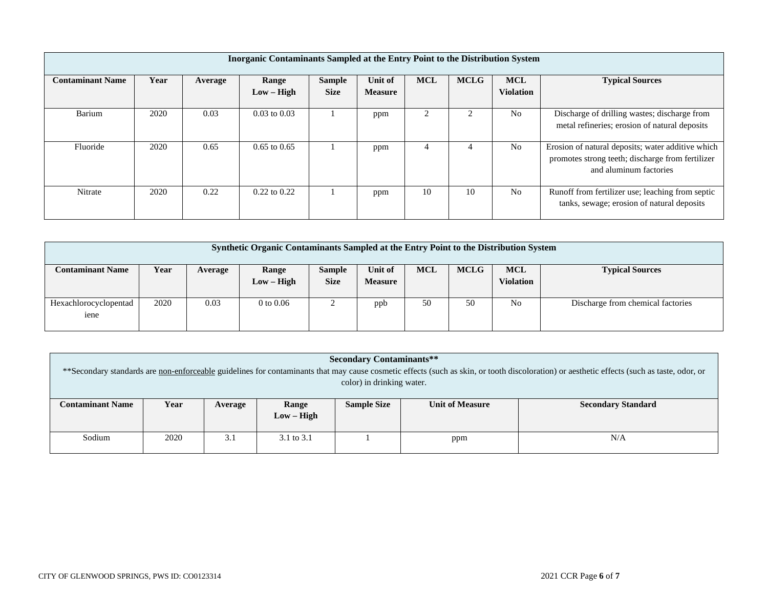| Inorganic Contaminants Sampled at the Entry Point to the Distribution System | | | | | | | | | |
|---|---|---|---|---|---|---|---|---|---|
| **Contaminant Name** | **Year** | **Average** | **Range Low – High** | **Sample Size** | **Unit of Measure** | **MCL** | **MCLG** | **MCL Violation** | **Typical Sources** |
| Barium | 2020 | 0.03 | 0.03 to 0.03 | 1 | ppm | 2 | 2 | No | Discharge of drilling wastes; discharge from metal refineries; erosion of natural deposits |
| Fluoride | 2020 | 0.65 | 0.65 to 0.65 | 1 | ppm | 4 | 4 | No | Erosion of natural deposits; water additive which promotes strong teeth; discharge from fertilizer and aluminum factories |
| Nitrate | 2020 | 0.22 | 0.22 to 0.22 | 1 | ppm | 10 | 10 | No | Runoff from fertilizer use; leaching from septic tanks, sewage; erosion of natural deposits |

| Synthetic Organic Contaminants Sampled at the Entry Point to the Distribution System | | | | | | | | | |
|---|---|---|---|---|---|---|---|---|---|
| **Contaminant Name** | **Year** | **Average** | **Range Low – High** | **Sample Size** | **Unit of Measure** | **MCL** | **MCLG** | **MCL Violation** | **Typical Sources** |
| Hexachlorocyclopentadiene | 2020 | 0.03 | 0 to 0.06 | 2 | ppb | 50 | 50 | No | Discharge from chemical factories |

| Secondary Contaminants** <br> **Secondary standards are non-enforceable guidelines for contaminants that may cause cosmetic effects (such as skin, or tooth discoloration) or aesthetic effects (such as taste, odor, or color) in drinking water. | | | | | | |
|---|---|---|---|---|---|---|
| **Contaminant Name** | **Year** | **Average** | **Range Low – High** | **Sample Size** | **Unit of Measure** | **Secondary Standard** |
| Sodium | 2020 | 3.1 | 3.1 to 3.1 | 1 | ppm | N/A |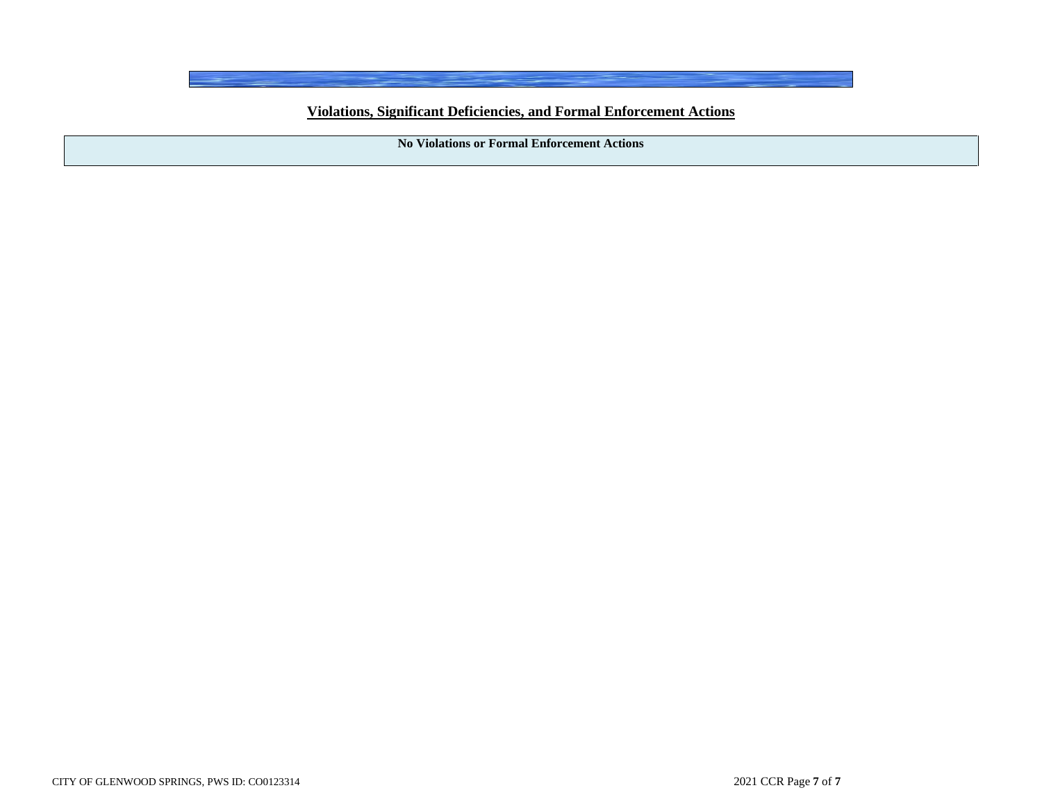## Violations, Significant Deficiencies, and Formal Enforcement Actions

| |
|---|
| **No Violations or Formal Enforcement Actions** |